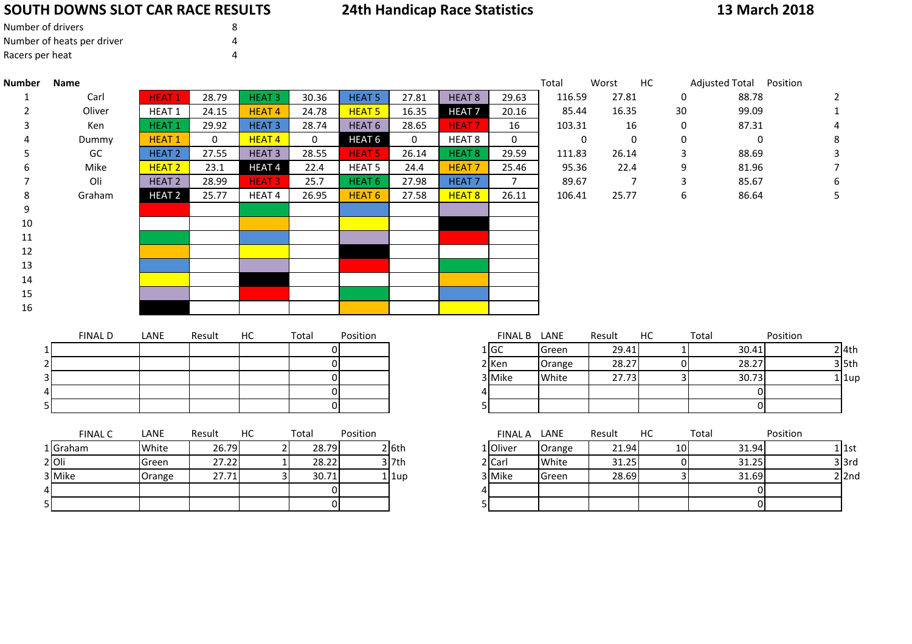# SOUTH DOWNS SLOT CAR RACE RESULTS

## 24th Handicap Race Statistics

**13 March 2018**

| | |
|---|---|
| Number of drivers | 8 |
| Number of heats per driver | 4 |
| Racers per heat | 4 |

| Number | Name | | | | | | | | | Total | Worst | HC | Adjusted Total | Position |
|---|---|---|---|---|---|---|---|---|---|---|---|---|---|---|
| 1 | Carl | HEAT 1 | 28.79 | HEAT 3 | 30.36 | HEAT 5 | 27.81 | HEAT 8 | 29.63 | 116.59 | 27.81 | 0 | 88.78 | 2 |
| 2 | Oliver | HEAT 1 | 24.15 | HEAT 4 | 24.78 | HEAT 5 | 16.35 | HEAT 7 | 20.16 | 85.44 | 16.35 | 30 | 99.09 | 1 |
| 3 | Ken | HEAT 1 | 29.92 | HEAT 3 | 28.74 | HEAT 6 | 28.65 | HEAT 7 | 16 | 103.31 | 16 | 0 | 87.31 | 4 |
| 4 | Dummy | HEAT 1 | 0 | HEAT 4 | 0 | HEAT 6 | 0 | HEAT 8 | 0 | 0 | 0 | 0 | 0 | 8 |
| 5 | GC | HEAT 2 | 27.55 | HEAT 3 | 28.55 | HEAT 5 | 26.14 | HEAT 8 | 29.59 | 111.83 | 26.14 | 3 | 88.69 | 3 |
| 6 | Mike | HEAT 2 | 23.1 | HEAT 4 | 22.4 | HEAT 5 | 24.4 | HEAT 7 | 25.46 | 95.36 | 22.4 | 9 | 81.96 | 7 |
| 7 | Oli | HEAT 2 | 28.99 | HEAT 3 | 25.7 | HEAT 6 | 27.98 | HEAT 7 | 7 | 89.67 | 7 | 3 | 85.67 | 6 |
| 8 | Graham | HEAT 2 | 25.77 | HEAT 4 | 26.95 | HEAT 6 | 27.58 | HEAT 8 | 26.11 | 106.41 | 25.77 | 6 | 86.64 | 5 |
| 9 | | | | | | | | | | | | | | |
| 10 | | | | | | | | | | | | | | |
| 11 | | | | | | | | | | | | | | |
| 12 | | | | | | | | | | | | | | |
| 13 | | | | | | | | | | | | | | |
| 14 | | | | | | | | | | | | | | |
| 15 | | | | | | | | | | | | | | |
| 16 | | | | | | | | | | | | | | |

| | FINAL D | LANE | Result | HC | Total | Position |
|---|---|---|---|---|---|---|
| 1 | | | | | 0 | |
| 2 | | | | | 0 | |
| 3 | | | | | 0 | |
| 4 | | | | | 0 | |
| 5 | | | | | 0 | |

| | FINAL B | LANE | Result | HC | Total | Position | |
|---|---|---|---|---|---|---|---|
| 1 | GC | Green | 29.41 | 1 | 30.41 | 2 | 4th |
| 2 | Ken | Orange | 28.27 | 0 | 28.27 | 3 | 5th |
| 3 | Mike | White | 27.73 | 3 | 30.73 | 1 | 1up |
| 4 | | | | | 0 | | |
| 5 | | | | | 0 | | |

| | FINAL C | LANE | Result | HC | Total | Position | |
|---|---|---|---|---|---|---|---|
| 1 | Graham | White | 26.79 | 2 | 28.79 | 2 | 6th |
| 2 | Oli | Green | 27.22 | 1 | 28.22 | 3 | 7th |
| 3 | Mike | Orange | 27.71 | 3 | 30.71 | 1 | 1up |
| 4 | | | | | 0 | | |
| 5 | | | | | 0 | | |

| | FINAL A | LANE | Result | HC | Total | Position | |
|---|---|---|---|---|---|---|---|
| 1 | Oliver | Orange | 21.94 | 10 | 31.94 | 1 | 1st |
| 2 | Carl | White | 31.25 | 0 | 31.25 | 3 | 3rd |
| 3 | Mike | Green | 28.69 | 3 | 31.69 | 2 | 2nd |
| 4 | | | | | 0 | | |
| 5 | | | | | 0 | | |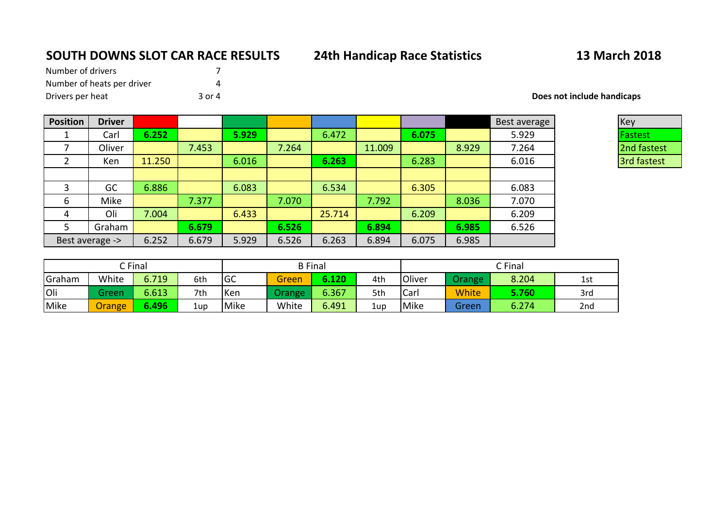**SOUTH DOWNS SLOT CAR RACE RESULTS** **24th Handicap Race Statistics** **13 March 2018**

Number of drivers 7
Number of heats per driver 4
Drivers per heat 3 or 4

**Does not include handicaps**

| Position | Driver | Red | White | Green | Orange | Blue | Yellow | Purple | Black | Best average |
|---|---|---|---|---|---|---|---|---|---|---|
| 1 | Carl | **6.252** | | **5.929** | | 6.472 | | **6.075** | | 5.929 |
| 7 | Oliver | | 7.453 | | 7.264 | | 11.009 | | 8.929 | 7.264 |
| 2 | Ken | 11.250 | | 6.016 | | **6.263** | | 6.283 | | 6.016 |
| | | | | | | | | | | |
| 3 | GC | 6.886 | | 6.083 | | 6.534 | | 6.305 | | 6.083 |
| 6 | Mike | | 7.377 | | 7.070 | | 7.792 | | 8.036 | 7.070 |
| 4 | Oli | 7.004 | | 6.433 | | 25.714 | | 6.209 | | 6.209 |
| 5 | Graham | | **6.679** | | **6.526** | | **6.894** | | **6.985** | 6.526 |
| Best average -> | | 6.252 | 6.679 | 5.929 | 6.526 | 6.263 | 6.894 | 6.075 | 6.985 | |

| Key |
|---|
| Fastest |
| 2nd fastest |
| 3rd fastest |

| C Final | | | | B Final | | | | C Final | | | |
|---|---|---|---|---|---|---|---|---|---|---|---|
| Graham | White | 6.719 | 6th | GC | Green | **6.120** | 4th | Oliver | Orange | 8.204 | 1st |
| Oli | Green | 6.613 | 7th | Ken | Orange | 6.367 | 5th | Carl | White | **5.760** | 3rd |
| Mike | Orange | **6.496** | 1up | Mike | White | 6.491 | 1up | Mike | Green | 6.274 | 2nd |